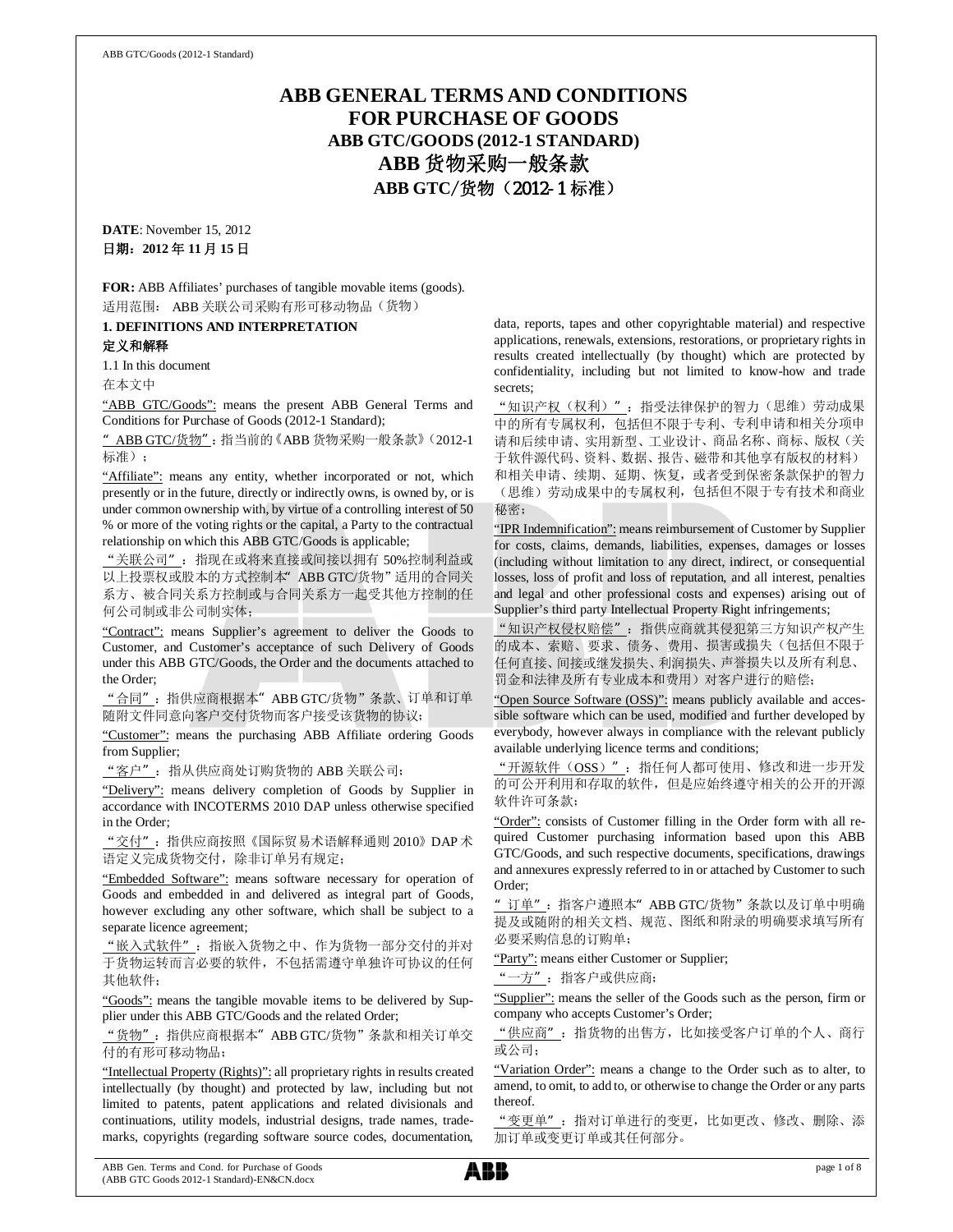# ABB GENERAL TERMS AND CONDITIONS FOR PURCHASE OF GOODS

## ABB GTC/GOODS (2012-1 STANDARD)

# ABB 货物采购一般条款

## ABB GTC/货物（2012-1 标准）

**DATE**: November 15, 2012

**日期：2012 年 11 月 15 日**

**FOR:** ABB Affiliates' purchases of tangible movable items (goods).

适用范围： ABB 关联公司采购有形可移动物品（货物）

### 1. DEFINITIONS AND INTERPRETATION

### 定义和解释

1.1 In this document

在本文中

"ABB GTC/Goods": means the present ABB General Terms and Conditions for Purchase of Goods (2012-1 Standard);

" ABB GTC/货物"：指当前的《ABB 货物采购一般条款》（2012-1 标准）；

"Affiliate": means any entity, whether incorporated or not, which presently or in the future, directly or indirectly owns, is owned by, or is under common ownership with, by virtue of a controlling interest of 50 % or more of the voting rights or the capital, a Party to the contractual relationship on which this ABB GTC/Goods is applicable;

"关联公司"：指现在或将来直接或间接以拥有 50%控制利益或以上投票权或股本的方式控制本"ABB GTC/货物"适用的合同关系方、被合同关系方控制或与合同关系方一起受其他方控制的任何公司制或非公司制实体；

"Contract": means Supplier's agreement to deliver the Goods to Customer, and Customer's acceptance of such Delivery of Goods under this ABB GTC/Goods, the Order and the documents attached to the Order;

"合同"：指供应商根据本"ABB GTC/货物"条款、订单和订单随附文件同意向客户交付货物而客户接受该货物的协议；

"Customer": means the purchasing ABB Affiliate ordering Goods from Supplier;

"客户"：指从供应商处订购货物的 ABB 关联公司；

"Delivery": means delivery completion of Goods by Supplier in accordance with INCOTERMS 2010 DAP unless otherwise specified in the Order;

"交付"：指供应商按照《国际贸易术语解释通则 2010》DAP 术语定义完成货物交付，除非订单另有规定；

"Embedded Software": means software necessary for operation of Goods and embedded in and delivered as integral part of Goods, however excluding any other software, which shall be subject to a separate licence agreement;

"嵌入式软件"：指嵌入货物之中、作为货物一部分交付的并对于货物运转而言必要的软件，不包括需遵守单独许可协议的任何其他软件；

"Goods": means the tangible movable items to be delivered by Supplier under this ABB GTC/Goods and the related Order;

"货物"：指供应商根据本"ABB GTC/货物"条款和相关订单交付的有形可移动物品；

"Intellectual Property (Rights)": all proprietary rights in results created intellectually (by thought) and protected by law, including but not limited to patents, patent applications and related divisionals and continuations, utility models, industrial designs, trade names, trademarks, copyrights (regarding software source codes, documentation, data, reports, tapes and other copyrightable material) and respective applications, renewals, extensions, restorations, or proprietary rights in results created intellectually (by thought) which are protected by confidentiality, including but not limited to know-how and trade secrets;

"知识产权（权利）"：指受法律保护的智力（思维）劳动成果中的所有专属权利，包括但不限于专利、专利申请和相关分项申请和后续申请、实用新型、工业设计、商品名称、商标、版权（关于软件源代码、资料、数据、报告、磁带和其他享有版权的材料）和相关申请、续期、延期、恢复，或者受到保密条款保护的智力（思维）劳动成果中的专属权利，包括但不限于专有技术和商业秘密；

"IPR Indemnification": means reimbursement of Customer by Supplier for costs, claims, demands, liabilities, expenses, damages or losses (including without limitation to any direct, indirect, or consequential losses, loss of profit and loss of reputation, and all interest, penalties and legal and other professional costs and expenses) arising out of Supplier's third party Intellectual Property Right infringements;

"知识产权侵权赔偿"：指供应商就其侵犯第三方知识产权产生的成本、索赔、要求、债务、费用、损害或损失（包括但不限于任何直接、间接或继发损失、利润损失、声誉损失以及所有利息、罚金和法律及所有专业成本和费用）对客户进行的赔偿；

"Open Source Software (OSS)": means publicly available and accessible software which can be used, modified and further developed by everybody, however always in compliance with the relevant publicly available underlying licence terms and conditions;

"开源软件（OSS）"：指任何人都可使用、修改和进一步开发的可公开利用和存取的软件，但是应始终遵守相关的公开的开源软件许可条款；

"Order": consists of Customer filling in the Order form with all required Customer purchasing information based upon this ABB GTC/Goods, and such respective documents, specifications, drawings and annexures expressly referred to in or attached by Customer to such Order;

" 订单"：指客户遵照本"ABB GTC/货物"条款以及订单中明确提及或随附的相关文档、规范、图纸和附录的明确要求填写所有必要采购信息的订购单；

"Party": means either Customer or Supplier;

"一方"：指客户或供应商；

"Supplier": means the seller of the Goods such as the person, firm or company who accepts Customer's Order;

"供应商"：指货物的出售方，比如接受客户订单的个人、商行或公司；

"Variation Order": means a change to the Order such as to alter, to amend, to omit, to add to, or otherwise to change the Order or any parts thereof.

"变更单"：指对订单进行的变更，比如更改、修改、删除、添加订单或变更订单或其任何部分。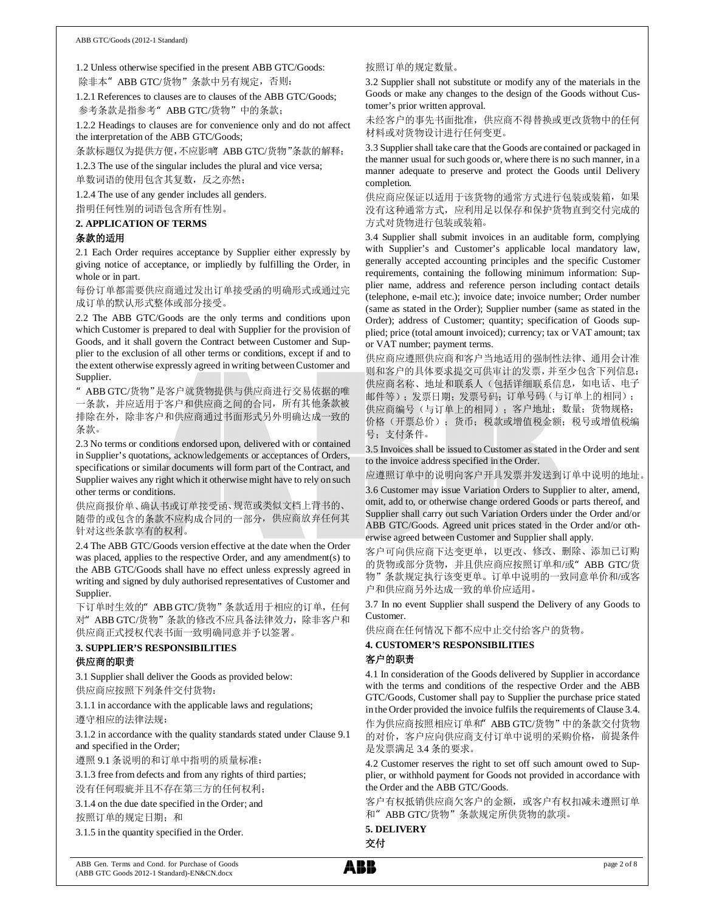1.2 Unless otherwise specified in the present ABB GTC/Goods:

除非本"ABB GTC/货物"条款中另有规定，否则：

1.2.1 References to clauses are to clauses of the ABB GTC/Goods;

参考条款是指参考"ABB GTC/货物"中的条款；

1.2.2 Headings to clauses are for convenience only and do not affect the interpretation of the ABB GTC/Goods;

条款标题仅为提供方便，不应影响"ABB GTC/货物"条款的解释；

1.2.3 The use of the singular includes the plural and vice versa;

单数词语的使用包含其复数，反之亦然；

1.2.4 The use of any gender includes all genders.

指明任何性别的词语包含所有性别。

## 2. APPLICATION OF TERMS

## 条款的适用

2.1 Each Order requires acceptance by Supplier either expressly by giving notice of acceptance, or impliedly by fulfilling the Order, in whole or in part.

每份订单都需要供应商通过发出订单接受函的明确形式或通过完成订单的默认形式整体或部分接受。

2.2 The ABB GTC/Goods are the only terms and conditions upon which Customer is prepared to deal with Supplier for the provision of Goods, and it shall govern the Contract between Customer and Supplier to the exclusion of all other terms or conditions, except if and to the extent otherwise expressly agreed in writing between Customer and Supplier.

"ABB GTC/货物"是客户就货物提供与供应商进行交易依据的唯一条款，并应适用于客户和供应商之间的合同，所有其他条款被排除在外，除非客户和供应商通过书面形式另外明确达成一致的条款。

2.3 No terms or conditions endorsed upon, delivered with or contained in Supplier's quotations, acknowledgements or acceptances of Orders, specifications or similar documents will form part of the Contract, and Supplier waives any right which it otherwise might have to rely on such other terms or conditions.

供应商报价单、确认书或订单接受函、规范或类似文档上背书的、随带的或包含的条款不应构成合同的一部分，供应商放弃任何其针对这些条款享有的权利。

2.4 The ABB GTC/Goods version effective at the date when the Order was placed, applies to the respective Order, and any amendment(s) to the ABB GTC/Goods shall have no effect unless expressly agreed in writing and signed by duly authorised representatives of Customer and Supplier.

下订单时生效的"ABB GTC/货物"条款适用于相应的订单，任何对"ABB GTC/货物"条款的修改不应具备法律效力，除非客户和供应商正式授权代表书面一致明确同意并予以签署。

## 3. SUPPLIER'S RESPONSIBILITIES

## 供应商的职责

3.1 Supplier shall deliver the Goods as provided below:

供应商应按照下列条件交付货物：

3.1.1 in accordance with the applicable laws and regulations;

遵守相应的法律法规；

3.1.2 in accordance with the quality standards stated under Clause 9.1 and specified in the Order;

遵照 9.1 条说明的和订单中指明的质量标准；

3.1.3 free from defects and from any rights of third parties;

没有任何瑕疵并且不存在第三方的任何权利；

3.1.4 on the due date specified in the Order; and

按照订单的规定日期；和

3.1.5 in the quantity specified in the Order.

按照订单的规定数量。

3.2 Supplier shall not substitute or modify any of the materials in the Goods or make any changes to the design of the Goods without Customer's prior written approval.

未经客户的事先书面批准，供应商不得替换或更改货物中的任何材料或对货物设计进行任何变更。

3.3 Supplier shall take care that the Goods are contained or packaged in the manner usual for such goods or, where there is no such manner, in a manner adequate to preserve and protect the Goods until Delivery completion.

供应商应保证以适用于该货物的通常方式进行包装或装箱，如果没有这种通常方式，应利用足以保存和保护货物直到交付完成的方式对货物进行包装或装箱。

3.4 Supplier shall submit invoices in an auditable form, complying with Supplier's and Customer's applicable local mandatory law, generally accepted accounting principles and the specific Customer requirements, containing the following minimum information: Supplier name, address and reference person including contact details (telephone, e-mail etc.); invoice date; invoice number; Order number (same as stated in the Order); Supplier number (same as stated in the Order); address of Customer; quantity; specification of Goods supplied; price (total amount invoiced); currency; tax or VAT amount; tax or VAT number; payment terms.

供应商应遵照供应商和客户当地适用的强制性法律、通用会计准则和客户的具体要求提交可供审计的发票，并至少包含下列信息：供应商名称、地址和联系人（包括详细联系信息，如电话、电子邮件等）；发票日期；发票号码；订单号码（与订单上的相同）；供应商编号（与订单上的相同）；客户地址；数量；货物规格；价格（开票总价）；货币；税款或增值税金额；税号或增值税编号；支付条件。

3.5 Invoices shall be issued to Customer as stated in the Order and sent to the invoice address specified in the Order.

应遵照订单中的说明向客户开具发票并发送到订单中说明的地址。

3.6 Customer may issue Variation Orders to Supplier to alter, amend, omit, add to, or otherwise change ordered Goods or parts thereof, and Supplier shall carry out such Variation Orders under the Order and/or ABB GTC/Goods. Agreed unit prices stated in the Order and/or otherwise agreed between Customer and Supplier shall apply.

客户可向供应商下达变更单，以更改、修改、删除、添加已订购的货物或部分货物，并且供应商应按照订单和/或"ABB GTC/货物"条款规定执行该变更单。订单中说明的一致同意单价和/或客户和供应商另外达成一致的单价应适用。

3.7 In no event Supplier shall suspend the Delivery of any Goods to Customer.

供应商在任何情况下都不应中止交付给客户的货物。

## 4. CUSTOMER'S RESPONSIBILITIES

## 客户的职责

4.1 In consideration of the Goods delivered by Supplier in accordance with the terms and conditions of the respective Order and the ABB GTC/Goods, Customer shall pay to Supplier the purchase price stated in the Order provided the invoice fulfils the requirements of Clause 3.4.

作为供应商按照相应订单和"ABB GTC/货物"中的条款交付货物的对价，客户应向供应商支付订单中说明的采购价格，前提条件是发票满足 3.4 条的要求。

4.2 Customer reserves the right to set off such amount owed to Supplier, or withhold payment for Goods not provided in accordance with the Order and the ABB GTC/Goods.

客户有权抵销供应商欠客户的金额，或客户有权扣减未遵照订单和"ABB GTC/货物"条款规定所供货物的款项。

## 5. DELIVERY

## 交付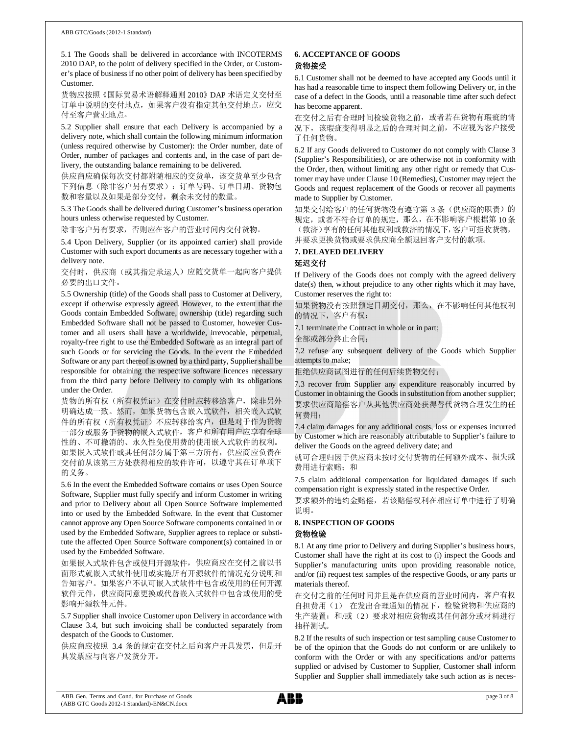5.1 The Goods shall be delivered in accordance with INCOTERMS 2010 DAP, to the point of delivery specified in the Order, or Customer's place of business if no other point of delivery has been specified by Customer.

货物应按照《国际贸易术语解释通则 2010》DAP 术语定义交付至订单中说明的交付地点，如果客户没有指定其他交付地点，应交付至客户营业地点。

5.2 Supplier shall ensure that each Delivery is accompanied by a delivery note, which shall contain the following minimum information (unless required otherwise by Customer): the Order number, date of Order, number of packages and contents and, in the case of part delivery, the outstanding balance remaining to be delivered.

供应商应确保每次交付都附随相应的交货单，该交货单至少包含下列信息（除非客户另有要求）：订单号码、订单日期、货物包数和容量以及如果是部分交付，剩余未交付的数量。

5.3 The Goods shall be delivered during Customer's business operation hours unless otherwise requested by Customer.

除非客户另有要求，否则应在客户的营业时间内交付货物。

5.4 Upon Delivery, Supplier (or its appointed carrier) shall provide Customer with such export documents as are necessary together with a delivery note.

交付时，供应商（或其指定承运人）应随交货单一起向客户提供必要的出口文件。

5.5 Ownership (title) of the Goods shall pass to Customer at Delivery, except if otherwise expressly agreed. However, to the extent that the Goods contain Embedded Software, ownership (title) regarding such Embedded Software shall not be passed to Customer, however Customer and all users shall have a worldwide, irrevocable, perpetual, royalty-free right to use the Embedded Software as an integral part of such Goods or for servicing the Goods. In the event the Embedded Software or any part thereof is owned by a third party, Supplier shall be responsible for obtaining the respective software licences necessary from the third party before Delivery to comply with its obligations under the Order.

货物的所有权（所有权凭证）在交付时应转移给客户，除非另外明确达成一致。然而，如果货物包含嵌入式软件，相关嵌入式软件的所有权（所有权凭证）不应转移给客户，但是对于作为货物一部分或服务于货物的嵌入式软件，客户和所有用户应享有全球性的、不可撤消的、永久性免使用费的使用嵌入式软件的权利。如果嵌入式软件或其任何部分属于第三方所有，供应商应负责在交付前从该第三方处获得相应的软件许可，以遵守其在订单项下的义务。

5.6 In the event the Embedded Software contains or uses Open Source Software, Supplier must fully specify and inform Customer in writing and prior to Delivery about all Open Source Software implemented into or used by the Embedded Software. In the event that Customer cannot approve any Open Source Software components contained in or used by the Embedded Software, Supplier agrees to replace or substitute the affected Open Source Software component(s) contained in or used by the Embedded Software.

如果嵌入式软件包含或使用开源软件，供应商应在交付之前以书面形式就嵌入式软件使用或实施所有开源软件的情况充分说明和告知客户。如果客户不认可嵌入式软件中包含或使用的任何开源软件元件，供应商同意更换或代替嵌入式软件中包含或使用的受影响开源软件元件。

5.7 Supplier shall invoice Customer upon Delivery in accordance with Clause 3.4, but such invoicing shall be conducted separately from despatch of the Goods to Customer.

供应商应按照 3.4 条的规定在交付之后向客户开具发票，但是开具发票应与向客户发货分开。

## 6. ACCEPTANCE OF GOODS

## 货物接受

6.1 Customer shall not be deemed to have accepted any Goods until it has had a reasonable time to inspect them following Delivery or, in the case of a defect in the Goods, until a reasonable time after such defect has become apparent.

在交付之后有合理时间检验货物之前，或者若在货物有瑕疵的情况下，该瑕疵变得明显之后的合理时间之前，不应视为客户接受了任何货物。

6.2 If any Goods delivered to Customer do not comply with Clause 3 (Supplier's Responsibilities), or are otherwise not in conformity with the Order, then, without limiting any other right or remedy that Customer may have under Clause 10 (Remedies), Customer may reject the Goods and request replacement of the Goods or recover all payments made to Supplier by Customer.

如果交付给客户的任何货物没有遵守第 3 条（供应商的职责）的规定，或者不符合订单的规定，那么，在不影响客户根据第 10 条（救济）享有的任何其他权利或救济的情况下，客户可拒收货物，并要求更换货物或要求供应商全额退回客户支付的款项。

## 7. DELAYED DELIVERY

## 延迟交付

If Delivery of the Goods does not comply with the agreed delivery date(s) then, without prejudice to any other rights which it may have, Customer reserves the right to:

如果货物没有按照预定日期交付，那么，在不影响任何其他权利的情况下，客户有权：

7.1 terminate the Contract in whole or in part;

全部或部分终止合同；

7.2 refuse any subsequent delivery of the Goods which Supplier attempts to make;

拒绝供应商试图进行的任何后续货物交付；

7.3 recover from Supplier any expenditure reasonably incurred by Customer in obtaining the Goods in substitution from another supplier;

要求供应商赔偿客户从其他供应商处获得替代货物合理发生的任何费用；

7.4 claim damages for any additional costs, loss or expenses incurred by Customer which are reasonably attributable to Supplier's failure to deliver the Goods on the agreed delivery date; and

就可合理归因于供应商未按时交付货物的任何额外成本、损失或费用进行索赔；和

7.5 claim additional compensation for liquidated damages if such compensation right is expressly stated in the respective Order.

要求额外的违约金赔偿，若该赔偿权利在相应订单中进行了明确说明。

## 8. INSPECTION OF GOODS

## 货物检验

8.1 At any time prior to Delivery and during Supplier's business hours, Customer shall have the right at its cost to (i) inspect the Goods and Supplier's manufacturing units upon providing reasonable notice, and/or (ii) request test samples of the respective Goods, or any parts or materials thereof.

在交付之前的任何时间并且是在供应商的营业时间内，客户有权自担费用（1） 在发出合理通知的情况下，检验货物和供应商的生产装置；和/或（2）要求对相应货物或其任何部分或材料进行抽样测试。

8.2 If the results of such inspection or test sampling cause Customer to be of the opinion that the Goods do not conform or are unlikely to conform with the Order or with any specifications and/or patterns supplied or advised by Customer to Supplier, Customer shall inform Supplier and Supplier shall immediately take such action as is neces-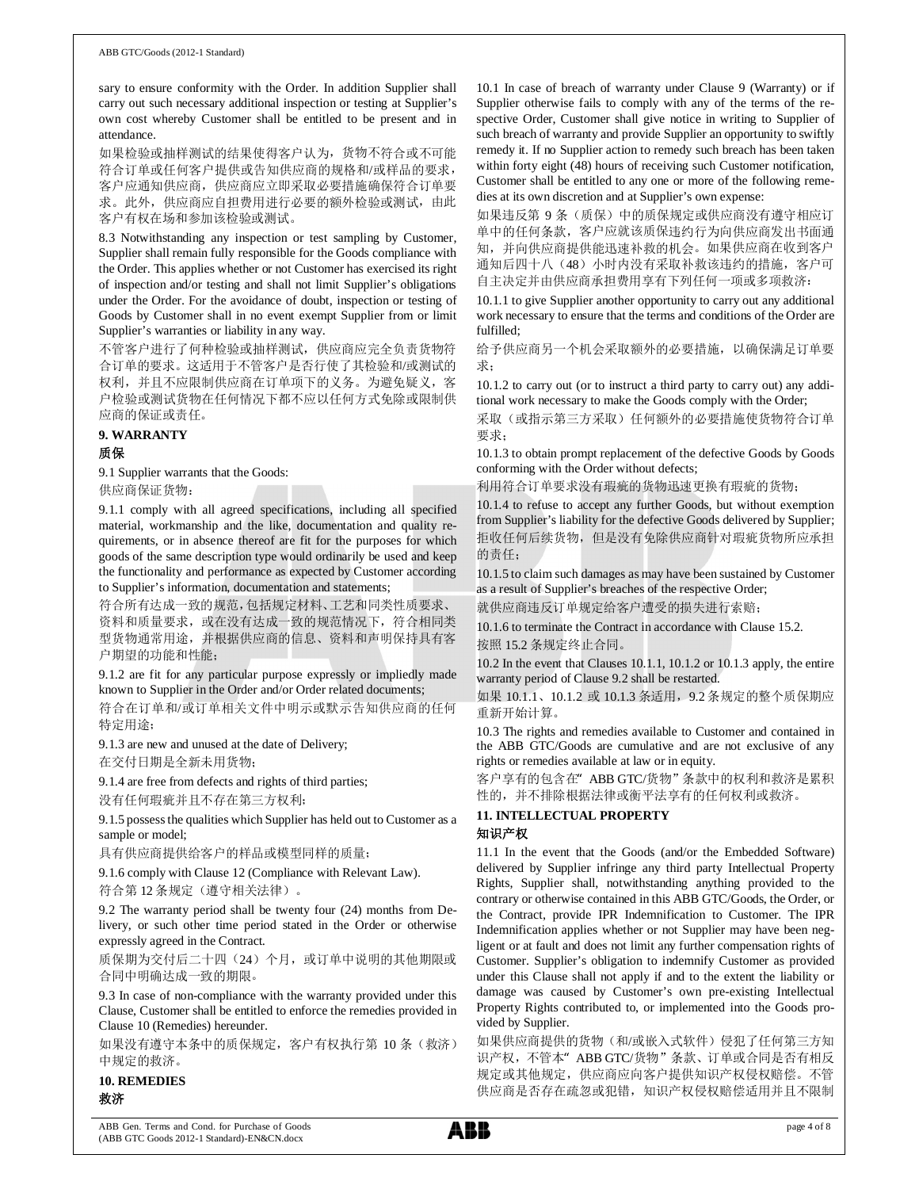sary to ensure conformity with the Order. In addition Supplier shall carry out such necessary additional inspection or testing at Supplier's own cost whereby Customer shall be entitled to be present and in attendance.

如果检验或抽样测试的结果使得客户认为，货物不符合或不可能符合订单或任何客户提供或告知供应商的规格和/或样品的要求，客户应通知供应商，供应商应立即采取必要措施确保符合订单要求。此外，供应商应自担费用进行必要的额外检验或测试，由此客户有权在场和参加该检验或测试。

8.3 Notwithstanding any inspection or test sampling by Customer, Supplier shall remain fully responsible for the Goods compliance with the Order. This applies whether or not Customer has exercised its right of inspection and/or testing and shall not limit Supplier's obligations under the Order. For the avoidance of doubt, inspection or testing of Goods by Customer shall in no event exempt Supplier from or limit Supplier's warranties or liability in any way.

不管客户进行了何种检验或抽样测试，供应商应完全负责货物符合订单的要求。这适用于不管客户是否行使了其检验和/或测试的权利，并且不应限制供应商在订单项下的义务。为避免疑义，客户检验或测试货物在任何情况下都不应以任何方式免除或限制供应商的保证或责任。

**9. WARRANTY**

**质保**

9.1 Supplier warrants that the Goods:

供应商保证货物：

9.1.1 comply with all agreed specifications, including all specified material, workmanship and the like, documentation and quality requirements, or in absence thereof are fit for the purposes for which goods of the same description type would ordinarily be used and keep the functionality and performance as expected by Customer according to Supplier's information, documentation and statements;

符合所有达成一致的规范，包括规定材料、工艺和同类性质要求、资料和质量要求，或在没有达成一致的规范情况下，符合相同类型货物通常用途，并根据供应商的信息、资料和声明保持具有客户期望的功能和性能；

9.1.2 are fit for any particular purpose expressly or impliedly made known to Supplier in the Order and/or Order related documents;

符合在订单和/或订单相关文件中明示或默示告知供应商的任何特定用途；

9.1.3 are new and unused at the date of Delivery;

在交付日期是全新未用货物；

9.1.4 are free from defects and rights of third parties;

没有任何瑕疵并且不存在第三方权利；

9.1.5 possess the qualities which Supplier has held out to Customer as a sample or model;

具有供应商提供给客户的样品或模型同样的质量；

9.1.6 comply with Clause 12 (Compliance with Relevant Law).

符合第 12 条规定（遵守相关法律）。

9.2 The warranty period shall be twenty four (24) months from Delivery, or such other time period stated in the Order or otherwise expressly agreed in the Contract.

质保期为交付后二十四（24）个月，或订单中说明的其他期限或合同中明确达成一致的期限。

9.3 In case of non-compliance with the warranty provided under this Clause, Customer shall be entitled to enforce the remedies provided in Clause 10 (Remedies) hereunder.

如果没有遵守本条中的质保规定，客户有权执行第 10 条（救济）中规定的救济。

**10. REMEDIES**

**救济**

10.1 In case of breach of warranty under Clause 9 (Warranty) or if Supplier otherwise fails to comply with any of the terms of the respective Order, Customer shall give notice in writing to Supplier of such breach of warranty and provide Supplier an opportunity to swiftly remedy it. If no Supplier action to remedy such breach has been taken within forty eight (48) hours of receiving such Customer notification, Customer shall be entitled to any one or more of the following remedies at its own discretion and at Supplier's own expense:

如果违反第 9 条（质保）中的质保规定或供应商没有遵守相应订单中的任何条款，客户应就该质保违约行为向供应商发出书面通知，并向供应商提供能迅速补救的机会。如果供应商在收到客户通知后四十八（48）小时内没有采取补救该违约的措施，客户可自主决定并由供应商承担费用享有下列任何一项或多项救济：

10.1.1 to give Supplier another opportunity to carry out any additional work necessary to ensure that the terms and conditions of the Order are fulfilled;

给予供应商另一个机会采取额外的必要措施，以确保满足订单要求；

10.1.2 to carry out (or to instruct a third party to carry out) any additional work necessary to make the Goods comply with the Order;

采取（或指示第三方采取）任何额外的必要措施使货物符合订单要求；

10.1.3 to obtain prompt replacement of the defective Goods by Goods conforming with the Order without defects;

利用符合订单要求没有瑕疵的货物迅速更换有瑕疵的货物；

10.1.4 to refuse to accept any further Goods, but without exemption from Supplier's liability for the defective Goods delivered by Supplier;

拒收任何后续货物，但是没有免除供应商针对瑕疵货物所应承担的责任；

10.1.5 to claim such damages as may have been sustained by Customer as a result of Supplier's breaches of the respective Order;

就供应商违反订单规定给客户遭受的损失进行索赔；

10.1.6 to terminate the Contract in accordance with Clause 15.2.

按照 15.2 条规定终止合同。

10.2 In the event that Clauses 10.1.1, 10.1.2 or 10.1.3 apply, the entire warranty period of Clause 9.2 shall be restarted.

如果 10.1.1、10.1.2 或 10.1.3 条适用，9.2 条规定的整个质保期应重新开始计算。

10.3 The rights and remedies available to Customer and contained in the ABB GTC/Goods are cumulative and are not exclusive of any rights or remedies available at law or in equity.

客户享有的包含在" ABB GTC/货物" 条款中的权利和救济是累积性的，并不排除根据法律或衡平法享有的任何权利或救济。

**11. INTELLECTUAL PROPERTY**

**知识产权**

11.1 In the event that the Goods (and/or the Embedded Software) delivered by Supplier infringe any third party Intellectual Property Rights, Supplier shall, notwithstanding anything provided to the contrary or otherwise contained in this ABB GTC/Goods, the Order, or the Contract, provide IPR Indemnification to Customer. The IPR Indemnification applies whether or not Supplier may have been negligent or at fault and does not limit any further compensation rights of Customer. Supplier's obligation to indemnify Customer as provided under this Clause shall not apply if and to the extent the liability or damage was caused by Customer's own pre-existing Intellectual Property Rights contributed to, or implemented into the Goods provided by Supplier.

如果供应商提供的货物（和/或嵌入式软件）侵犯了任何第三方知识产权，不管本" ABB GTC/货物" 条款、订单或合同是否有相反规定或其他规定，供应商应向客户提供知识产权侵权赔偿。不管供应商是否存在疏忽或犯错，知识产权侵权赔偿适用并且不限制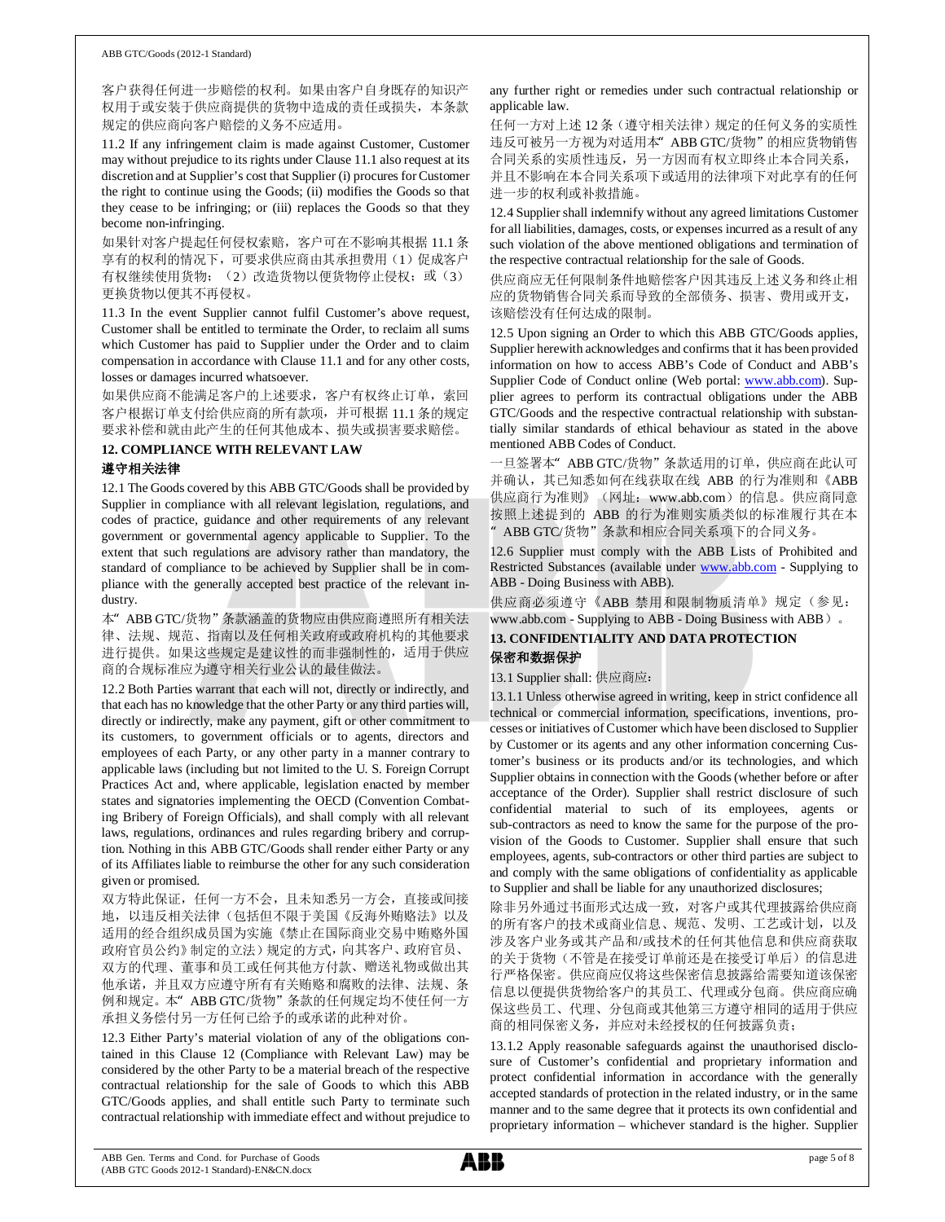客户获得任何进一步赔偿的权利。如果由客户自身既存的知识产权用于或安装于供应商提供的货物中造成的责任或损失，本条款规定的供应商向客户赔偿的义务不应适用。

11.2 If any infringement claim is made against Customer, Customer may without prejudice to its rights under Clause 11.1 also request at its discretion and at Supplier's cost that Supplier (i) procures for Customer the right to continue using the Goods; (ii) modifies the Goods so that they cease to be infringing; or (iii) replaces the Goods so that they become non-infringing.

如果针对客户提起任何侵权索赔，客户可在不影响其根据 11.1 条享有的权利的情况下，可要求供应商由其承担费用（1）促成客户有权继续使用货物；（2）改造货物以便货物停止侵权；或（3）更换货物以便其不再侵权。

11.3 In the event Supplier cannot fulfil Customer's above request, Customer shall be entitled to terminate the Order, to reclaim all sums which Customer has paid to Supplier under the Order and to claim compensation in accordance with Clause 11.1 and for any other costs, losses or damages incurred whatsoever.

如果供应商不能满足客户的上述要求，客户有权终止订单，索回客户根据订单支付给供应商的所有款项，并可根据 11.1 条的规定要求补偿和就由此产生的任何其他成本、损失或损害要求赔偿。

## 12. COMPLIANCE WITH RELEVANT LAW

## 遵守相关法律

12.1 The Goods covered by this ABB GTC/Goods shall be provided by Supplier in compliance with all relevant legislation, regulations, and codes of practice, guidance and other requirements of any relevant government or governmental agency applicable to Supplier. To the extent that such regulations are advisory rather than mandatory, the standard of compliance to be achieved by Supplier shall be in compliance with the generally accepted best practice of the relevant industry.

本" ABB GTC/货物"条款涵盖的货物应由供应商遵照所有相关法律、法规、规范、指南以及任何相关政府或政府机构的其他要求进行提供。如果这些规定是建议性的而非强制性的，适用于供应商的合规标准应为遵守相关行业公认的最佳做法。

12.2 Both Parties warrant that each will not, directly or indirectly, and that each has no knowledge that the other Party or any third parties will, directly or indirectly, make any payment, gift or other commitment to its customers, to government officials or to agents, directors and employees of each Party, or any other party in a manner contrary to applicable laws (including but not limited to the U. S. Foreign Corrupt Practices Act and, where applicable, legislation enacted by member states and signatories implementing the OECD (Convention Combating Bribery of Foreign Officials), and shall comply with all relevant laws, regulations, ordinances and rules regarding bribery and corruption. Nothing in this ABB GTC/Goods shall render either Party or any of its Affiliates liable to reimburse the other for any such consideration given or promised.

双方特此保证，任何一方不会，且未知悉另一方会，直接或间接地，以违反相关法律（包括但不限于美国《反海外贿赂法》以及适用的经合组织成员国为实施《禁止在国际商业交易中贿赂外国政府官员公约》制定的立法）规定的方式，向其客户、政府官员、双方的代理、董事和员工或任何其他方付款、赠送礼物或做出其他承诺，并且双方应遵守所有有关贿赂和腐败的法律、法规、条例和规定。本" ABB GTC/货物"条款的任何规定均不使任何一方承担义务偿付另一方任何已给予的或承诺的此种对价。

12.3 Either Party's material violation of any of the obligations contained in this Clause 12 (Compliance with Relevant Law) may be considered by the other Party to be a material breach of the respective contractual relationship for the sale of Goods to which this ABB GTC/Goods applies, and shall entitle such Party to terminate such contractual relationship with immediate effect and without prejudice to any further right or remedies under such contractual relationship or applicable law.

任何一方对上述 12 条（遵守相关法律）规定的任何义务的实质性违反可被另一方视为对适用本" ABB GTC/货物"的相应货物销售合同关系的实质性违反，另一方因而有权立即终止本合同关系，并且不影响在本合同关系项下或适用的法律项下对此享有的任何进一步的权利或补救措施。

12.4 Supplier shall indemnify without any agreed limitations Customer for all liabilities, damages, costs, or expenses incurred as a result of any such violation of the above mentioned obligations and termination of the respective contractual relationship for the sale of Goods.

供应商应无任何限制条件地赔偿客户因其违反上述义务和终止相应的货物销售合同关系而导致的全部债务、损害、费用或开支，该赔偿没有任何达成的限制。

12.5 Upon signing an Order to which this ABB GTC/Goods applies, Supplier herewith acknowledges and confirms that it has been provided information on how to access ABB's Code of Conduct and ABB's Supplier Code of Conduct online (Web portal: www.abb.com). Supplier agrees to perform its contractual obligations under the ABB GTC/Goods and the respective contractual relationship with substantially similar standards of ethical behaviour as stated in the above mentioned ABB Codes of Conduct.

一旦签署本" ABB GTC/货物"条款适用的订单，供应商在此认可并确认，其已知悉如何在线获取在线 ABB 的行为准则和《ABB 供应商行为准则》（网址：www.abb.com）的信息。供应商同意按照上述提到的 ABB 的行为准则实质类似的标准履行其在本" ABB GTC/货物"条款和相应合同关系项下的合同义务。

12.6 Supplier must comply with the ABB Lists of Prohibited and Restricted Substances (available under www.abb.com - Supplying to ABB - Doing Business with ABB).

供应商必须遵守《ABB 禁用和限制物质清单》规定（参见：www.abb.com - Supplying to ABB - Doing Business with ABB）。

## 13. CONFIDENTIALITY AND DATA PROTECTION

## 保密和数据保护

13.1 Supplier shall: 供应商应：

13.1.1 Unless otherwise agreed in writing, keep in strict confidence all technical or commercial information, specifications, inventions, processes or initiatives of Customer which have been disclosed to Supplier by Customer or its agents and any other information concerning Customer's business or its products and/or its technologies, and which Supplier obtains in connection with the Goods (whether before or after acceptance of the Order). Supplier shall restrict disclosure of such confidential material to such of its employees, agents or sub-contractors as need to know the same for the purpose of the provision of the Goods to Customer. Supplier shall ensure that such employees, agents, sub-contractors or other third parties are subject to and comply with the same obligations of confidentiality as applicable to Supplier and shall be liable for any unauthorized disclosures;

除非另外通过书面形式达成一致，对客户或其代理披露给供应商的所有客户的技术或商业信息、规范、发明、工艺或计划，以及涉及客户业务或其产品和/或技术的任何其他信息和供应商获取的关于货物（不管是在接受订单前还是在接受订单后）的信息进行严格保密。供应商应仅将这些保密信息披露给需要知道该保密信息以便提供货物给客户的其员工、代理或分包商。供应商应确保这些员工、代理、分包商或其他第三方遵守相同的适用于供应商的相同保密义务，并应对未经授权的任何披露负责；

13.1.2 Apply reasonable safeguards against the unauthorised disclosure of Customer's confidential and proprietary information and protect confidential information in accordance with the generally accepted standards of protection in the related industry, or in the same manner and to the same degree that it protects its own confidential and proprietary information – whichever standard is the higher. Supplier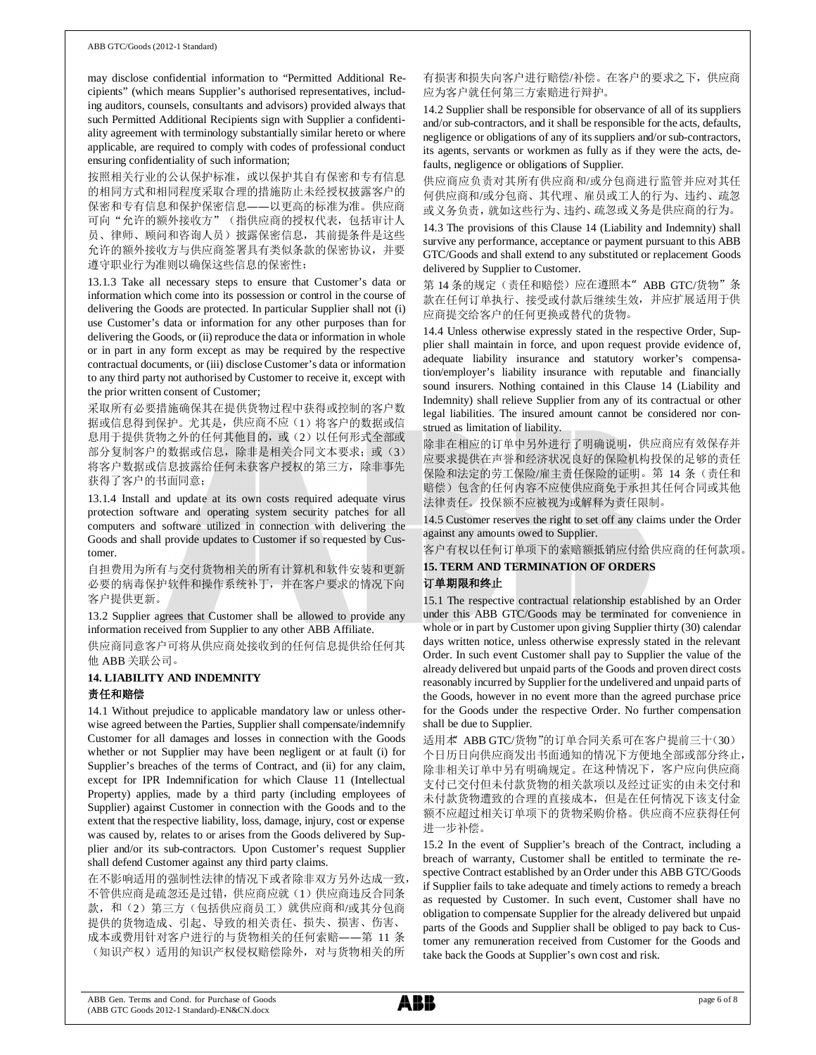may disclose confidential information to "Permitted Additional Recipients" (which means Supplier's authorised representatives, including auditors, counsels, consultants and advisors) provided always that such Permitted Additional Recipients sign with Supplier a confidentiality agreement with terminology substantially similar hereto or where applicable, are required to comply with codes of professional conduct ensuring confidentiality of such information;

按照相关行业的公认保护标准，或以保护其自有保密和专有信息的相同方式和相同程度采取合理的措施防止未经授权披露客户的保密和专有信息和保护保密信息——以更高的标准为准。供应商可向"允许的额外接收方"（指供应商的授权代表，包括审计人员、律师、顾问和咨询人员）披露保密信息，其前提条件是这些允许的额外接收方与供应商签署具有类似条款的保密协议，并要遵守职业行为准则以确保这些信息的保密性；

13.1.3 Take all necessary steps to ensure that Customer's data or information which come into its possession or control in the course of delivering the Goods are protected. In particular Supplier shall not (i) use Customer's data or information for any other purposes than for delivering the Goods, or (ii) reproduce the data or information in whole or in part in any form except as may be required by the respective contractual documents, or (iii) disclose Customer's data or information to any third party not authorised by Customer to receive it, except with the prior written consent of Customer;

采取所有必要措施确保其在提供货物过程中获得或控制的客户数据或信息得到保护。尤其是，供应商不应（1）将客户的数据或信息用于提供货物之外的任何其他目的，或（2）以任何形式全部或部分复制客户的数据或信息，除非是相关合同文本要求；或（3）将客户数据或信息披露给任何未获客户授权的第三方，除非事先获得了客户的书面同意；

13.1.4 Install and update at its own costs required adequate virus protection software and operating system security patches for all computers and software utilized in connection with delivering the Goods and shall provide updates to Customer if so requested by Customer.

自担费用为所有与交付货物相关的所有计算机和软件安装和更新必要的病毒保护软件和操作系统补丁，并在客户要求的情况下向客户提供更新。

13.2 Supplier agrees that Customer shall be allowed to provide any information received from Supplier to any other ABB Affiliate.

供应商同意客户可将从供应商处接收到的任何信息提供给任何其他 ABB 关联公司。

## 14. LIABILITY AND INDEMNITY
## 责任和赔偿

14.1 Without prejudice to applicable mandatory law or unless otherwise agreed between the Parties, Supplier shall compensate/indemnify Customer for all damages and losses in connection with the Goods whether or not Supplier may have been negligent or at fault (i) for Supplier's breaches of the terms of Contract, and (ii) for any claim, except for IPR Indemnification for which Clause 11 (Intellectual Property) applies, made by a third party (including employees of Supplier) against Customer in connection with the Goods and to the extent that the respective liability, loss, damage, injury, cost or expense was caused by, relates to or arises from the Goods delivered by Supplier and/or its sub-contractors. Upon Customer's request Supplier shall defend Customer against any third party claims.

在不影响适用的强制性法律的情况下或者除非双方另外达成一致，不管供应商是疏忽还是过错，供应商应就（1）供应商违反合同条款，和（2）第三方（包括供应商员工）就供应商和/或其分包商提供的货物造成、引起、导致的相关责任、损失、损害、伤害、成本或费用针对客户进行的与货物相关的任何索赔——第 11 条（知识产权）适用的知识产权侵权赔偿除外，对与货物相关的所有损害和损失向客户进行赔偿/补偿。在客户的要求之下，供应商应为客户就任何第三方索赔进行辩护。

14.2 Supplier shall be responsible for observance of all of its suppliers and/or sub-contractors, and it shall be responsible for the acts, defaults, negligence or obligations of any of its suppliers and/or sub-contractors, its agents, servants or workmen as fully as if they were the acts, defaults, negligence or obligations of Supplier.

供应商应负责对其所有供应商和/或分包商进行监管并应对其任何供应商和/或分包商、其代理、雇员或工人的行为、违约、疏忽或义务负责，就如这些行为、违约、疏忽或义务是供应商的行为。

14.3 The provisions of this Clause 14 (Liability and Indemnity) shall survive any performance, acceptance or payment pursuant to this ABB GTC/Goods and shall extend to any substituted or replacement Goods delivered by Supplier to Customer.

第 14 条的规定（责任和赔偿）应在遵照本" ABB GTC/货物"条款在任何订单执行、接受或付款后继续生效，并应扩展适用于供应商提交给客户的任何更换或替代的货物。

14.4 Unless otherwise expressly stated in the respective Order, Supplier shall maintain in force, and upon request provide evidence of, adequate liability insurance and statutory worker's compensation/employer's liability insurance with reputable and financially sound insurers. Nothing contained in this Clause 14 (Liability and Indemnity) shall relieve Supplier from any of its contractual or other legal liabilities. The insured amount cannot be considered nor construed as limitation of liability.

除非在相应的订单中另外进行了明确说明，供应商应有效保存并应要求提供在声誉和经济状况良好的保险机构投保的足够的责任保险和法定的劳工保险/雇主责任保险的证明。第 14 条（责任和赔偿）包含的任何内容不应使供应商免于承担其任何合同或其他法律责任。投保额不应被视为或解释为责任限制。

14.5 Customer reserves the right to set off any claims under the Order against any amounts owed to Supplier.

客户有权以任何订单项下的索赔额抵销应付给供应商的任何款项。

## 15. TERM AND TERMINATION OF ORDERS
## 订单期限和终止

15.1 The respective contractual relationship established by an Order under this ABB GTC/Goods may be terminated for convenience in whole or in part by Customer upon giving Supplier thirty (30) calendar days written notice, unless otherwise expressly stated in the relevant Order. In such event Customer shall pay to Supplier the value of the already delivered but unpaid parts of the Goods and proven direct costs reasonably incurred by Supplier for the undelivered and unpaid parts of the Goods, however in no event more than the agreed purchase price for the Goods under the respective Order. No further compensation shall be due to Supplier.

适用本" ABB GTC/货物"的订单合同关系可在客户提前三十（30）个日历日向供应商发出书面通知的情况下方便地全部或部分终止，除非相关订单中另有明确规定。在这种情况下，客户应向供应商支付已交付但未付款货物的相关款项以及经过证实的由未交付和未付款货物遭致的合理的直接成本，但是在任何情况下该支付金额不应超过相关订单项下的货物采购价格。供应商不应获得任何进一步补偿。

15.2 In the event of Supplier's breach of the Contract, including a breach of warranty, Customer shall be entitled to terminate the respective Contract established by an Order under this ABB GTC/Goods if Supplier fails to take adequate and timely actions to remedy a breach as requested by Customer. In such event, Customer shall have no obligation to compensate Supplier for the already delivered but unpaid parts of the Goods and Supplier shall be obliged to pay back to Customer any remuneration received from Customer for the Goods and take back the Goods at Supplier's own cost and risk.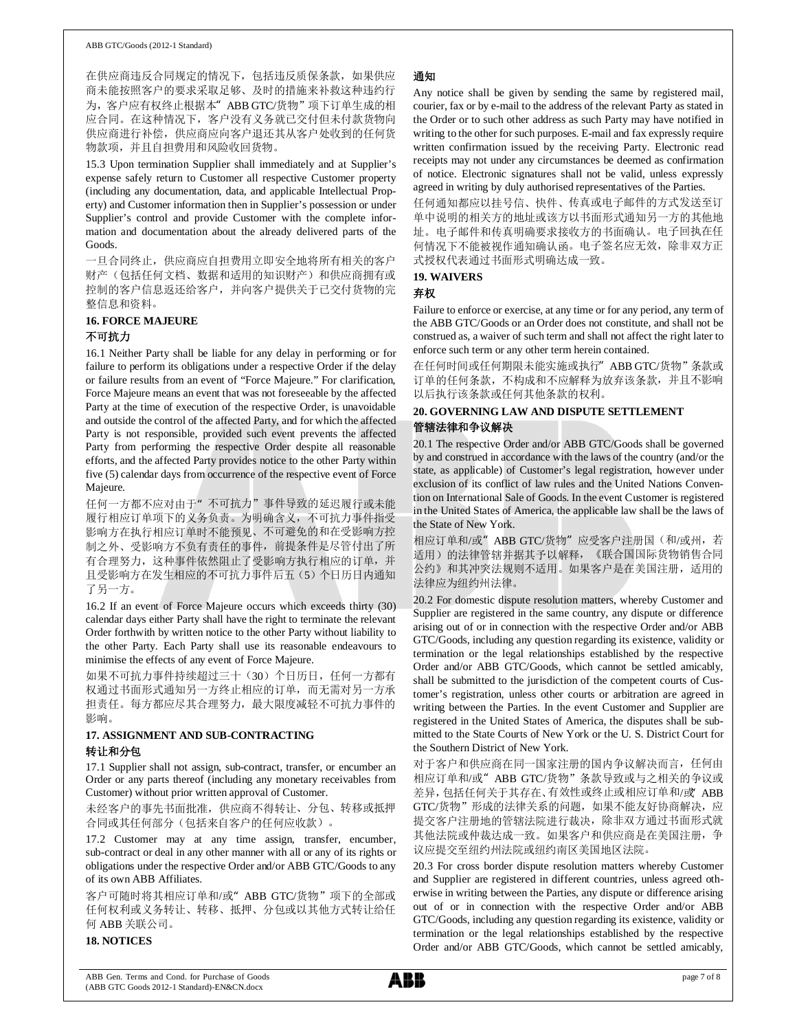在供应商违反合同规定的情况下，包括违反质保条款，如果供应商未能按照客户的要求采取足够、及时的措施来补救这种违约行为，客户应有权终止根据本"ABB GTC/货物"项下订单生成的相应合同。在这种情况下，客户没有义务就已交付但未付款货物向供应商进行补偿，供应商应向客户退还其从客户处收到的任何货物款项，并且自担费用和风险收回货物。

15.3 Upon termination Supplier shall immediately and at Supplier's expense safely return to Customer all respective Customer property (including any documentation, data, and applicable Intellectual Property) and Customer information then in Supplier's possession or under Supplier's control and provide Customer with the complete information and documentation about the already delivered parts of the Goods.

一旦合同终止，供应商应自担费用立即安全地将所有相关的客户财产（包括任何文档、数据和适用的知识财产）和供应商拥有或控制的客户信息返还给客户，并向客户提供关于已交付货物的完整信息和资料。

## 16. FORCE MAJEURE

## 不可抗力

16.1 Neither Party shall be liable for any delay in performing or for failure to perform its obligations under a respective Order if the delay or failure results from an event of "Force Majeure." For clarification, Force Majeure means an event that was not foreseeable by the affected Party at the time of execution of the respective Order, is unavoidable and outside the control of the affected Party, and for which the affected Party is not responsible, provided such event prevents the affected Party from performing the respective Order despite all reasonable efforts, and the affected Party provides notice to the other Party within five (5) calendar days from occurrence of the respective event of Force Majeure.

任何一方都不应对由于"不可抗力"事件导致的延迟履行或未能履行相应订单项下的义务负责。为明确含义，不可抗力事件指受影响方在执行相应订单时不能预见、不可避免的和在受影响方控制之外、受影响方不负有责任的事件，前提条件是尽管付出了所有合理努力，这种事件依然阻止了受影响方执行相应的订单，并且受影响方在发生相应的不可抗力事件后五（5）个日历日内通知了另一方。

16.2 If an event of Force Majeure occurs which exceeds thirty (30) calendar days either Party shall have the right to terminate the relevant Order forthwith by written notice to the other Party without liability to the other Party. Each Party shall use its reasonable endeavours to minimise the effects of any event of Force Majeure.

如果不可抗力事件持续超过三十（30）个日历日，任何一方都有权通过书面形式通知另一方终止相应的订单，而无需对另一方承担责任。每方都应尽其合理努力，最大限度减轻不可抗力事件的影响。

## 17. ASSIGNMENT AND SUB-CONTRACTING

## 转让和分包

17.1 Supplier shall not assign, sub-contract, transfer, or encumber an Order or any parts thereof (including any monetary receivables from Customer) without prior written approval of Customer.

未经客户的事先书面批准，供应商不得转让、分包、转移或抵押合同或其任何部分（包括来自客户的任何应收款）。

17.2 Customer may at any time assign, transfer, encumber, sub-contract or deal in any other manner with all or any of its rights or obligations under the respective Order and/or ABB GTC/Goods to any of its own ABB Affiliates.

客户可随时将其相应订单和/或"ABB GTC/货物"项下的全部或任何权利或义务转让、转移、抵押、分包或以其他方式转让给任何 ABB 关联公司。

## 18. NOTICES

## 通知

Any notice shall be given by sending the same by registered mail, courier, fax or by e-mail to the address of the relevant Party as stated in the Order or to such other address as such Party may have notified in writing to the other for such purposes. E-mail and fax expressly require written confirmation issued by the receiving Party. Electronic read receipts may not under any circumstances be deemed as confirmation of notice. Electronic signatures shall not be valid, unless expressly agreed in writing by duly authorised representatives of the Parties.

任何通知都应以挂号信、快件、传真或电子邮件的方式发送至订单中说明的相关方的地址或该方以书面形式通知另一方的其他地址。电子邮件和传真明确要求接收方的书面确认。电子回执在任何情况下不能被视作通知确认函。电子签名应无效，除非双方正式授权代表通过书面形式明确达成一致。

## 19. WAIVERS

## 弃权

Failure to enforce or exercise, at any time or for any period, any term of the ABB GTC/Goods or an Order does not constitute, and shall not be construed as, a waiver of such term and shall not affect the right later to enforce such term or any other term herein contained.

在任何时间或任何期限未能实施或执行"ABB GTC/货物"条款或订单的任何条款，不构成和不应解释为放弃该条款，并且不影响以后执行该条款或任何其他条款的权利。

## 20. GOVERNING LAW AND DISPUTE SETTLEMENT

## 管辖法律和争议解决

20.1 The respective Order and/or ABB GTC/Goods shall be governed by and construed in accordance with the laws of the country (and/or the state, as applicable) of Customer's legal registration, however under exclusion of its conflict of law rules and the United Nations Convention on International Sale of Goods. In the event Customer is registered in the United States of America, the applicable law shall be the laws of the State of New York.

相应订单和/或"ABB GTC/货物"应受客户注册国（和/或州，若适用）的法律管辖并据其予以解释，《联合国国际货物销售合同公约》和其冲突法规则不适用。如果客户是在美国注册，适用的法律应为纽约州法律。

20.2 For domestic dispute resolution matters, whereby Customer and Supplier are registered in the same country, any dispute or difference arising out of or in connection with the respective Order and/or ABB GTC/Goods, including any question regarding its existence, validity or termination or the legal relationships established by the respective Order and/or ABB GTC/Goods, which cannot be settled amicably, shall be submitted to the jurisdiction of the competent courts of Customer's registration, unless other courts or arbitration are agreed in writing between the Parties. In the event Customer and Supplier are registered in the United States of America, the disputes shall be submitted to the State Courts of New York or the U. S. District Court for the Southern District of New York.

对于客户和供应商在同一国家注册的国内争议解决而言，任何由相应订单和/或"ABB GTC/货物"条款导致或与之相关的争议或差异，包括任何关于其存在、有效性或终止或相应订单和/或"ABB GTC/货物"形成的法律关系的问题，如果不能友好协商解决，应提交客户注册地的管辖法院进行裁决，除非双方通过书面形式就其他法院或仲裁达成一致。如果客户和供应商是在美国注册，争议应提交至纽约州法院或纽约南区美国地区法院。

20.3 For cross border dispute resolution matters whereby Customer and Supplier are registered in different countries, unless agreed otherwise in writing between the Parties, any dispute or difference arising out of or in connection with the respective Order and/or ABB GTC/Goods, including any question regarding its existence, validity or termination or the legal relationships established by the respective Order and/or ABB GTC/Goods, which cannot be settled amicably,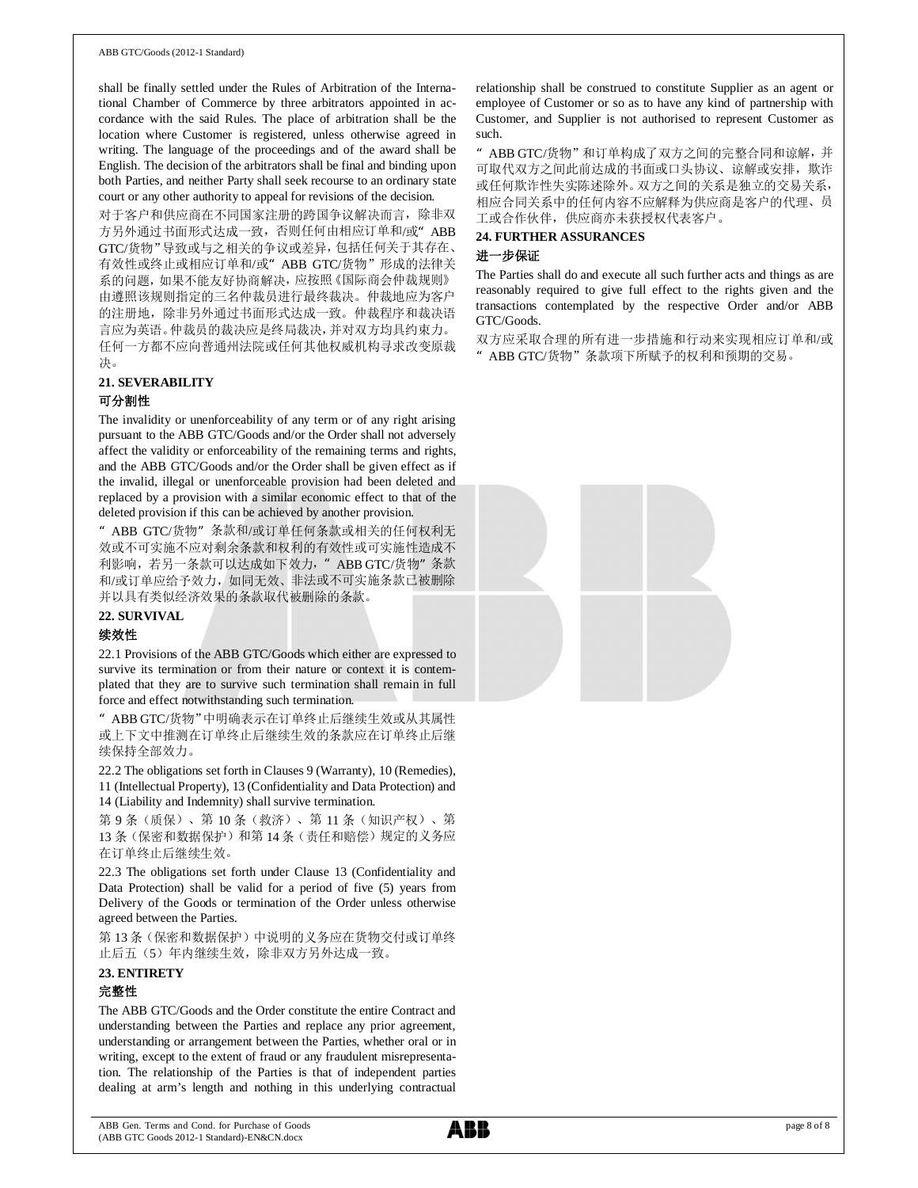shall be finally settled under the Rules of Arbitration of the International Chamber of Commerce by three arbitrators appointed in accordance with the said Rules. The place of arbitration shall be the location where Customer is registered, unless otherwise agreed in writing. The language of the proceedings and of the award shall be English. The decision of the arbitrators shall be final and binding upon both Parties, and neither Party shall seek recourse to an ordinary state court or any other authority to appeal for revisions of the decision.

对于客户和供应商在不同国家注册的跨国争议解决而言，除非双方另外通过书面形式达成一致，否则任何由相应订单和/或"ABB GTC/货物"导致或与之相关的争议或差异，包括任何关于其存在、有效性或终止或相应订单和/或"ABB GTC/货物"形成的法律关系的问题，如果不能友好协商解决，应按照《国际商会仲裁规则》由遵照该规则指定的三名仲裁员进行最终裁决。仲裁地应为客户的注册地，除非另外通过书面形式达成一致。仲裁程序和裁决语言应为英语。仲裁员的裁决应是终局裁决，并对双方均具约束力。任何一方都不应向普通州法院或任何其他权威机构寻求改变原裁决。

**21. SEVERABILITY**

**可分割性**

The invalidity or unenforceability of any term or of any right arising pursuant to the ABB GTC/Goods and/or the Order shall not adversely affect the validity or enforceability of the remaining terms and rights, and the ABB GTC/Goods and/or the Order shall be given effect as if the invalid, illegal or unenforceable provision had been deleted and replaced by a provision with a similar economic effect to that of the deleted provision if this can be achieved by another provision.

"ABB GTC/货物"条款和/或订单任何条款或相关的任何权利无效或不可实施不应对剩余条款和权利的有效性或可实施性造成不利影响，若另一条款可以达成如下效力，"ABB GTC/货物"条款和/或订单应给予效力，如同无效、非法或不可实施条款已被删除并以具有类似经济效果的条款取代被删除的条款。

**22. SURVIVAL**

**续效性**

22.1 Provisions of the ABB GTC/Goods which either are expressed to survive its termination or from their nature or context it is contemplated that they are to survive such termination shall remain in full force and effect notwithstanding such termination.

"ABB GTC/货物"中明确表示在订单终止后继续生效或从其属性或上下文中推测在订单终止后继续生效的条款应在订单终止后继续保持全部效力。

22.2 The obligations set forth in Clauses 9 (Warranty), 10 (Remedies), 11 (Intellectual Property), 13 (Confidentiality and Data Protection) and 14 (Liability and Indemnity) shall survive termination.

第 9 条（质保）、第 10 条（救济）、第 11 条（知识产权）、第 13 条（保密和数据保护）和第 14 条（责任和赔偿）规定的义务应在订单终止后继续生效。

22.3 The obligations set forth under Clause 13 (Confidentiality and Data Protection) shall be valid for a period of five (5) years from Delivery of the Goods or termination of the Order unless otherwise agreed between the Parties.

第 13 条（保密和数据保护）中说明的义务应在货物交付或订单终止后五（5）年内继续生效，除非双方另外达成一致。

**23. ENTIRETY**

**完整性**

The ABB GTC/Goods and the Order constitute the entire Contract and understanding between the Parties and replace any prior agreement, understanding or arrangement between the Parties, whether oral or in writing, except to the extent of fraud or any fraudulent misrepresentation. The relationship of the Parties is that of independent parties dealing at arm's length and nothing in this underlying contractual relationship shall be construed to constitute Supplier as an agent or employee of Customer or so as to have any kind of partnership with Customer, and Supplier is not authorised to represent Customer as such.

"ABB GTC/货物"和订单构成了双方之间的完整合同和谅解，并可取代双方之间此前达成的书面或口头协议、谅解或安排，欺诈或任何欺诈性失实陈述除外。双方之间的关系是独立的交易关系，相应合同关系中的任何内容不应解释为供应商是客户的代理、员工或合作伙伴，供应商亦未获授权代表客户。

**24. FURTHER ASSURANCES**

**进一步保证**

The Parties shall do and execute all such further acts and things as are reasonably required to give full effect to the rights given and the transactions contemplated by the respective Order and/or ABB GTC/Goods.

双方应采取合理的所有进一步措施和行动来实现相应订单和/或"ABB GTC/货物"条款项下所赋予的权利和预期的交易。